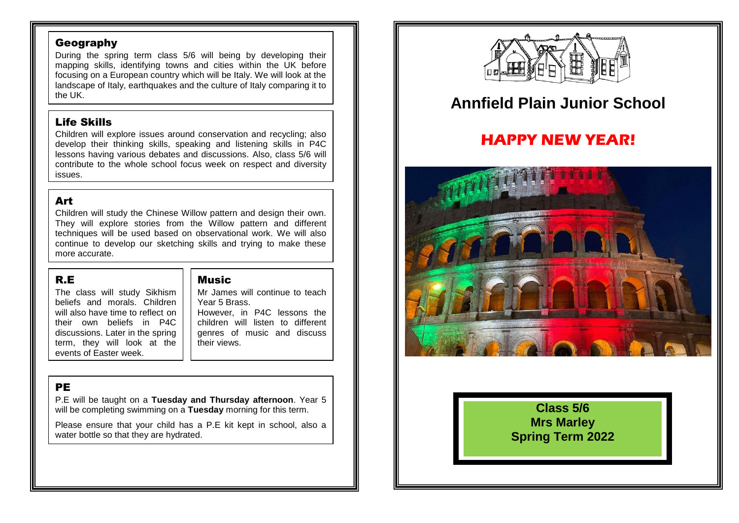## Geography

During the spring term class 5/6 will being by developing their mapping skills, identifying towns and cities within the UK before focusing on a European country which will be Italy. We will look at the landscape of Italy, earthquakes and the culture of Italy comparing it to the UK.

## Life Skills

Children will explore issues around conservation and recycling; also develop their thinking skills, speaking and listening skills in P4C lessons having various debates and discussions. Also, class 5/6 will contribute to the whole school focus week on respect and diversity issues.

## Art

Children will study the Chinese Willow pattern and design their own. They will explore stories from the Willow pattern and different techniques will be used based on observational work. We will also continue to develop our sketching skills and trying to make these more accurate.

## R.E

The class will study Sikhism beliefs and morals. Children will also have time to reflect on their own beliefs in P4C discussions. Later in the spring term, they will look at the events of Easter week.

## Music

Mr James will continue to teach Year 5 Brass.

However, in P4C lessons the children will listen to different genres of music and discuss their views.

## PE

P.E will be taught on a **Tuesday and Thursday afternoon**. Year 5 will be completing swimming on a **Tuesday** morning for this term.

Please ensure that your child has a P.E kit kept in school, also a water bottle so that they are hydrated.

# Annfield Plain Junior School

## HAPPY NEW YEAR!

**Class 5/6**
**Mrs Marley**
**Spring Term 2022**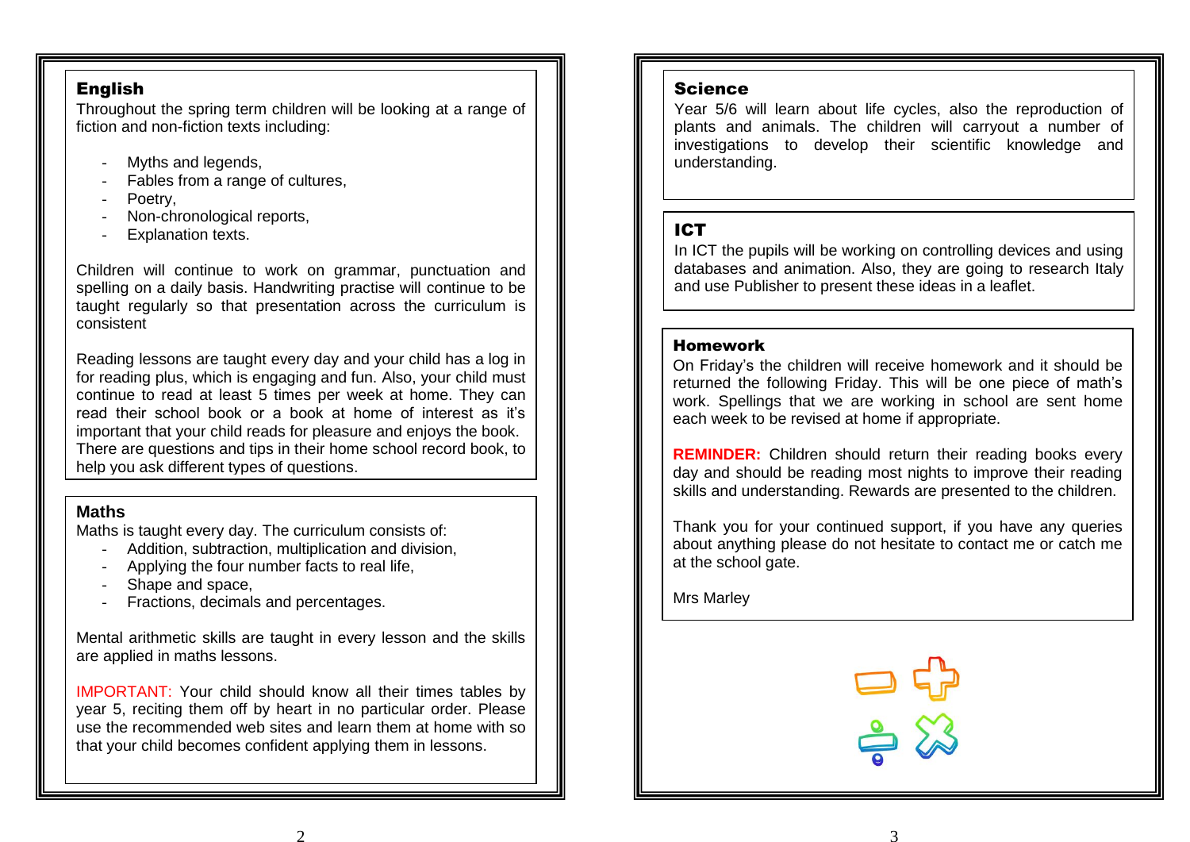## English

Throughout the spring term children will be looking at a range of fiction and non-fiction texts including:

- Myths and legends,
- Fables from a range of cultures,
- Poetry,
- Non-chronological reports,
- Explanation texts.

Children will continue to work on grammar, punctuation and spelling on a daily basis. Handwriting practise will continue to be taught regularly so that presentation across the curriculum is consistent

Reading lessons are taught every day and your child has a log in for reading plus, which is engaging and fun. Also, your child must continue to read at least 5 times per week at home. They can read their school book or a book at home of interest as it's important that your child reads for pleasure and enjoys the book. There are questions and tips in their home school record book, to help you ask different types of questions.

## Maths

Maths is taught every day. The curriculum consists of:

- Addition, subtraction, multiplication and division,
- Applying the four number facts to real life,
- Shape and space,
- Fractions, decimals and percentages.

Mental arithmetic skills are taught in every lesson and the skills are applied in maths lessons.

IMPORTANT: Your child should know all their times tables by year 5, reciting them off by heart in no particular order. Please use the recommended web sites and learn them at home with so that your child becomes confident applying them in lessons.

## Science

Year 5/6 will learn about life cycles, also the reproduction of plants and animals. The children will carryout a number of investigations to develop their scientific knowledge and understanding.

## ICT

In ICT the pupils will be working on controlling devices and using databases and animation. Also, they are going to research Italy and use Publisher to present these ideas in a leaflet.

## Homework

On Friday's the children will receive homework and it should be returned the following Friday. This will be one piece of math's work. Spellings that we are working in school are sent home each week to be revised at home if appropriate.

**REMINDER:** Children should return their reading books every day and should be reading most nights to improve their reading skills and understanding. Rewards are presented to the children.

Thank you for your continued support, if you have any queries about anything please do not hesitate to contact me or catch me at the school gate.

Mrs Marley